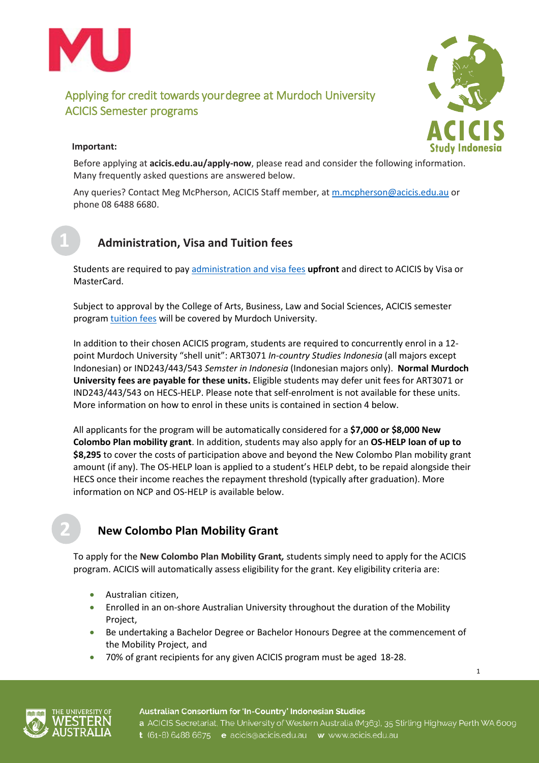# Applying for credit towards your degree at Murdoch University ACICIS Semester programs

**Important:**

Before applying at **acicis.edu.au/apply-now**, please read and consider the following information. Many frequently asked questions are answered below.

Any queries? Contact Meg McPherson, ACICIS Staff member, at m.mcpherson@acicis.edu.au or phone 08 6488 6680.

## 1 Administration, Visa and Tuition fees

Students are required to pay administration and visa fees **upfront** and direct to ACICIS by Visa or MasterCard.

Subject to approval by the College of Arts, Business, Law and Social Sciences, ACICIS semester program tuition fees will be covered by Murdoch University.

In addition to their chosen ACICIS program, students are required to concurrently enrol in a 12-point Murdoch University "shell unit": ART3071 *In-country Studies Indonesia* (all majors except Indonesian) or IND243/443/543 *Semster in Indonesia* (Indonesian majors only). **Normal Murdoch University fees are payable for these units.** Eligible students may defer unit fees for ART3071 or IND243/443/543 on HECS-HELP. Please note that self-enrolment is not available for these units. More information on how to enrol in these units is contained in section 4 below.

All applicants for the program will be automatically considered for a **$7,000 or $8,000 New Colombo Plan mobility grant**. In addition, students may also apply for an **OS-HELP loan of up to $8,295** to cover the costs of participation above and beyond the New Colombo Plan mobility grant amount (if any). The OS-HELP loan is applied to a student's HELP debt, to be repaid alongside their HECS once their income reaches the repayment threshold (typically after graduation). More information on NCP and OS-HELP is available below.

## 2 New Colombo Plan Mobility Grant

To apply for the **New Colombo Plan Mobility Grant***,* students simply need to apply for the ACICIS program. ACICIS will automatically assess eligibility for the grant. Key eligibility criteria are:

- Australian citizen,
- Enrolled in an on-shore Australian University throughout the duration of the Mobility Project,
- Be undertaking a Bachelor Degree or Bachelor Honours Degree at the commencement of the Mobility Project, and
- 70% of grant recipients for any given ACICIS program must be aged 18-28.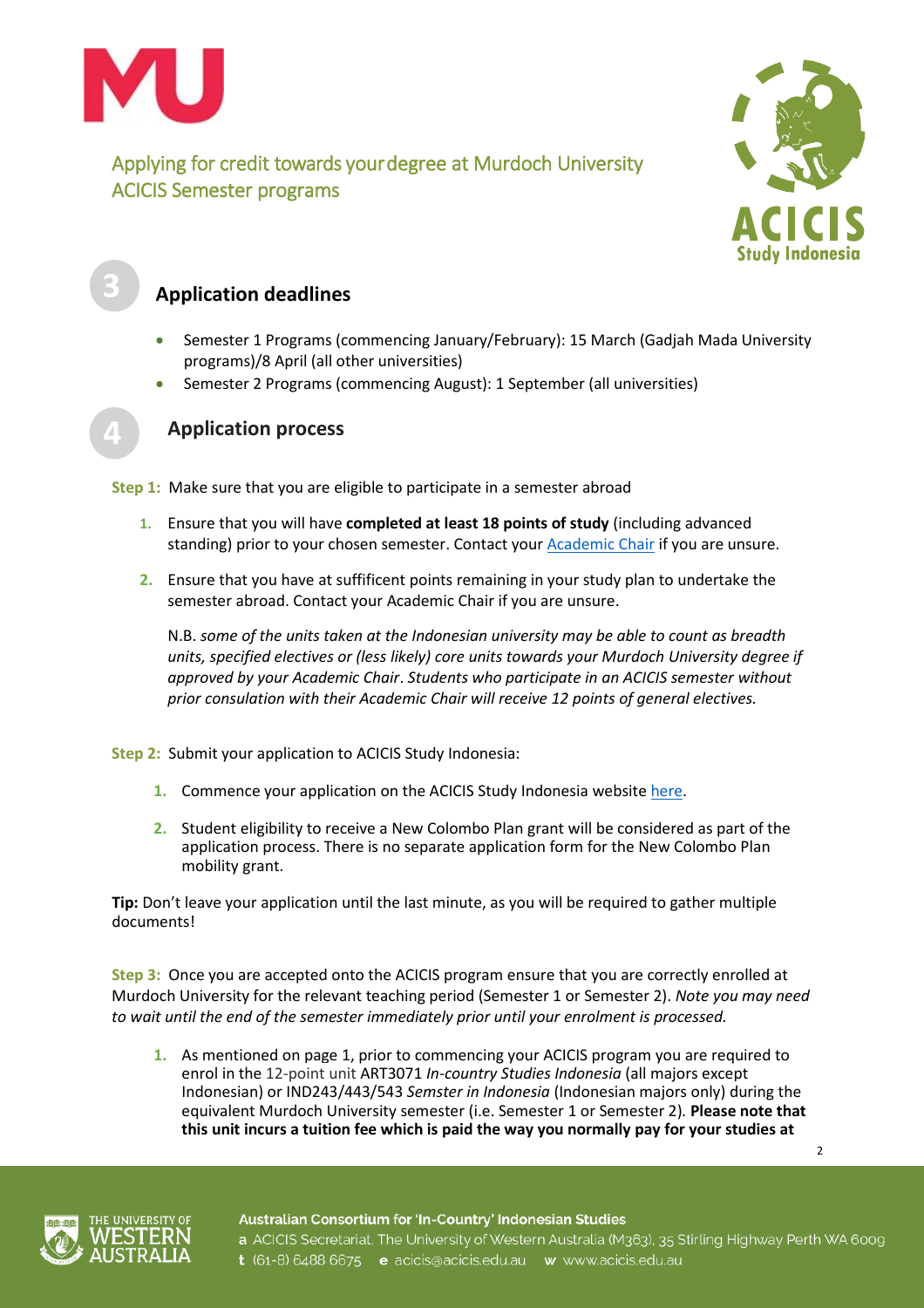# Applying for credit towards your degree at Murdoch University ACICIS Semester programs

## 3 Application deadlines

- Semester 1 Programs (commencing January/February): 15 March (Gadjah Mada University programs)/8 April (all other universities)
- Semester 2 Programs (commencing August): 1 September (all universities)

## 4 Application process

**Step 1:** Make sure that you are eligible to participate in a semester abroad

1. Ensure that you will have **completed at least 18 points of study** (including advanced standing) prior to your chosen semester. Contact your [Academic Chair]() if you are unsure.

2. Ensure that you have at suffificent points remaining in your study plan to undertake the semester abroad. Contact your Academic Chair if you are unsure.

   N.B. *some of the units taken at the Indonesian university may be able to count as breadth units, specified electives or (less likely) core units towards your Murdoch University degree if approved by your Academic Chair. Students who participate in an ACICIS semester without prior consulation with their Academic Chair will receive 12 points of general electives.*

**Step 2:** Submit your application to ACICIS Study Indonesia:

1. Commence your application on the ACICIS Study Indonesia website [here]().

2. Student eligibility to receive a New Colombo Plan grant will be considered as part of the application process. There is no separate application form for the New Colombo Plan mobility grant.

**Tip:** Don't leave your application until the last minute, as you will be required to gather multiple documents!

**Step 3:** Once you are accepted onto the ACICIS program ensure that you are correctly enrolled at Murdoch University for the relevant teaching period (Semester 1 or Semester 2). *Note you may need to wait until the end of the semester immediately prior until your enrolment is processed.*

1. As mentioned on page 1, prior to commencing your ACICIS program you are required to enrol in the 12-point unit ART3071 *In-country Studies Indonesia* (all majors except Indonesian) or IND243/443/543 *Semster in Indonesia* (Indonesian majors only) during the equivalent Murdoch University semester (i.e. Semester 1 or Semester 2). **Please note that this unit incurs a tuition fee which is paid the way you normally pay for your studies at**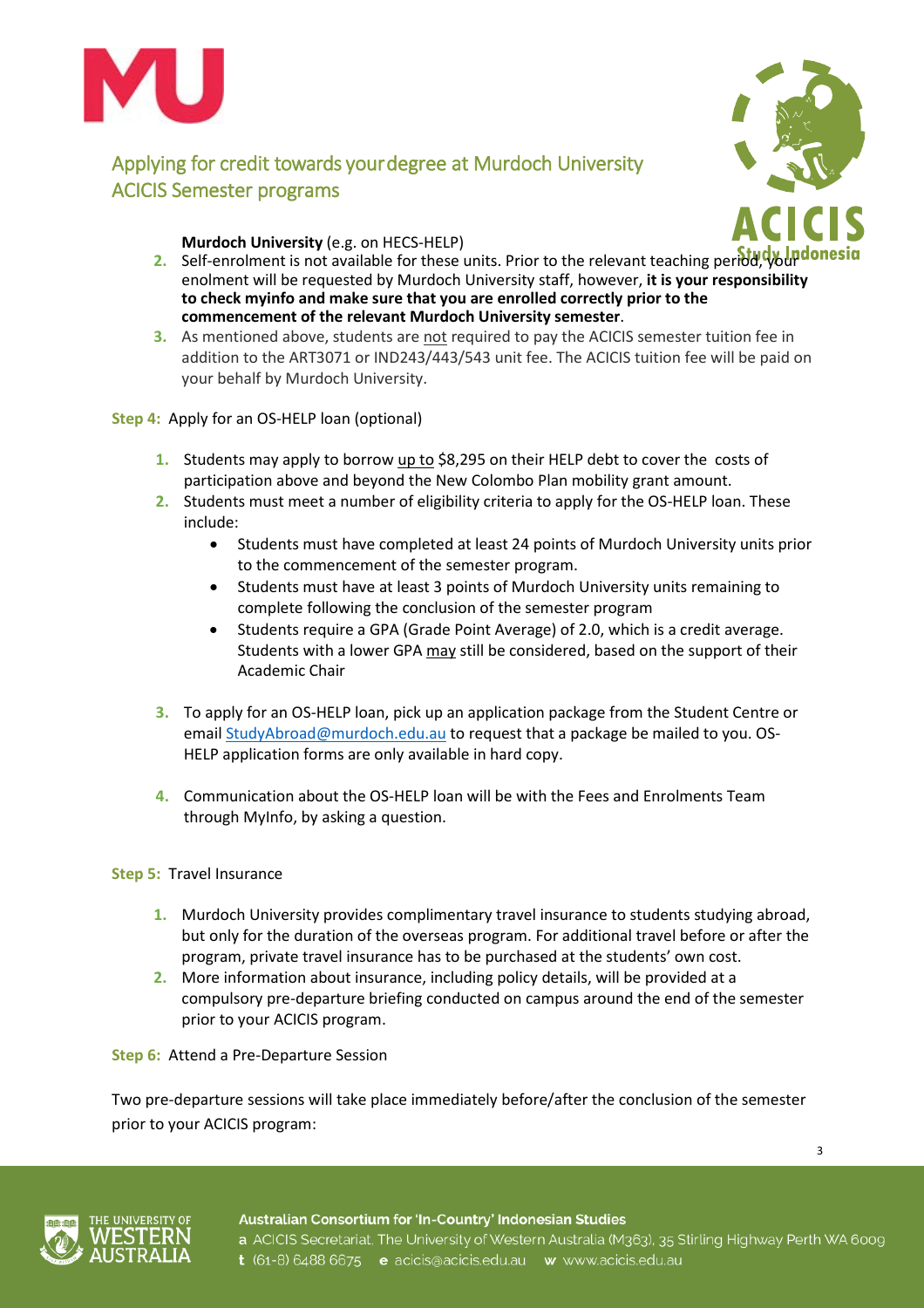Murdoch University (e.g. on HECS-HELP)

2. Self-enrolment is not available for these units. Prior to the relevant teaching period, your enolment will be requested by Murdoch University staff, however, **it is your responsibility to check myinfo and make sure that you are enrolled correctly prior to the commencement of the relevant Murdoch University semester**.
3. As mentioned above, students are not required to pay the ACICIS semester tuition fee in addition to the ART3071 or IND243/443/543 unit fee. The ACICIS tuition fee will be paid on your behalf by Murdoch University.

**Step 4:** Apply for an OS-HELP loan (optional)

1. Students may apply to borrow up to $8,295 on their HELP debt to cover the costs of participation above and beyond the New Colombo Plan mobility grant amount.
2. Students must meet a number of eligibility criteria to apply for the OS-HELP loan. These include:
   - Students must have completed at least 24 points of Murdoch University units prior to the commencement of the semester program.
   - Students must have at least 3 points of Murdoch University units remaining to complete following the conclusion of the semester program
   - Students require a GPA (Grade Point Average) of 2.0, which is a credit average. Students with a lower GPA may still be considered, based on the support of their Academic Chair
3. To apply for an OS-HELP loan, pick up an application package from the Student Centre or email StudyAbroad@murdoch.edu.au to request that a package be mailed to you. OS-HELP application forms are only available in hard copy.
4. Communication about the OS-HELP loan will be with the Fees and Enrolments Team through MyInfo, by asking a question.

**Step 5:** Travel Insurance

1. Murdoch University provides complimentary travel insurance to students studying abroad, but only for the duration of the overseas program. For additional travel before or after the program, private travel insurance has to be purchased at the students' own cost.
2. More information about insurance, including policy details, will be provided at a compulsory pre-departure briefing conducted on campus around the end of the semester prior to your ACICIS program.

**Step 6:** Attend a Pre-Departure Session

Two pre-departure sessions will take place immediately before/after the conclusion of the semester prior to your ACICIS program: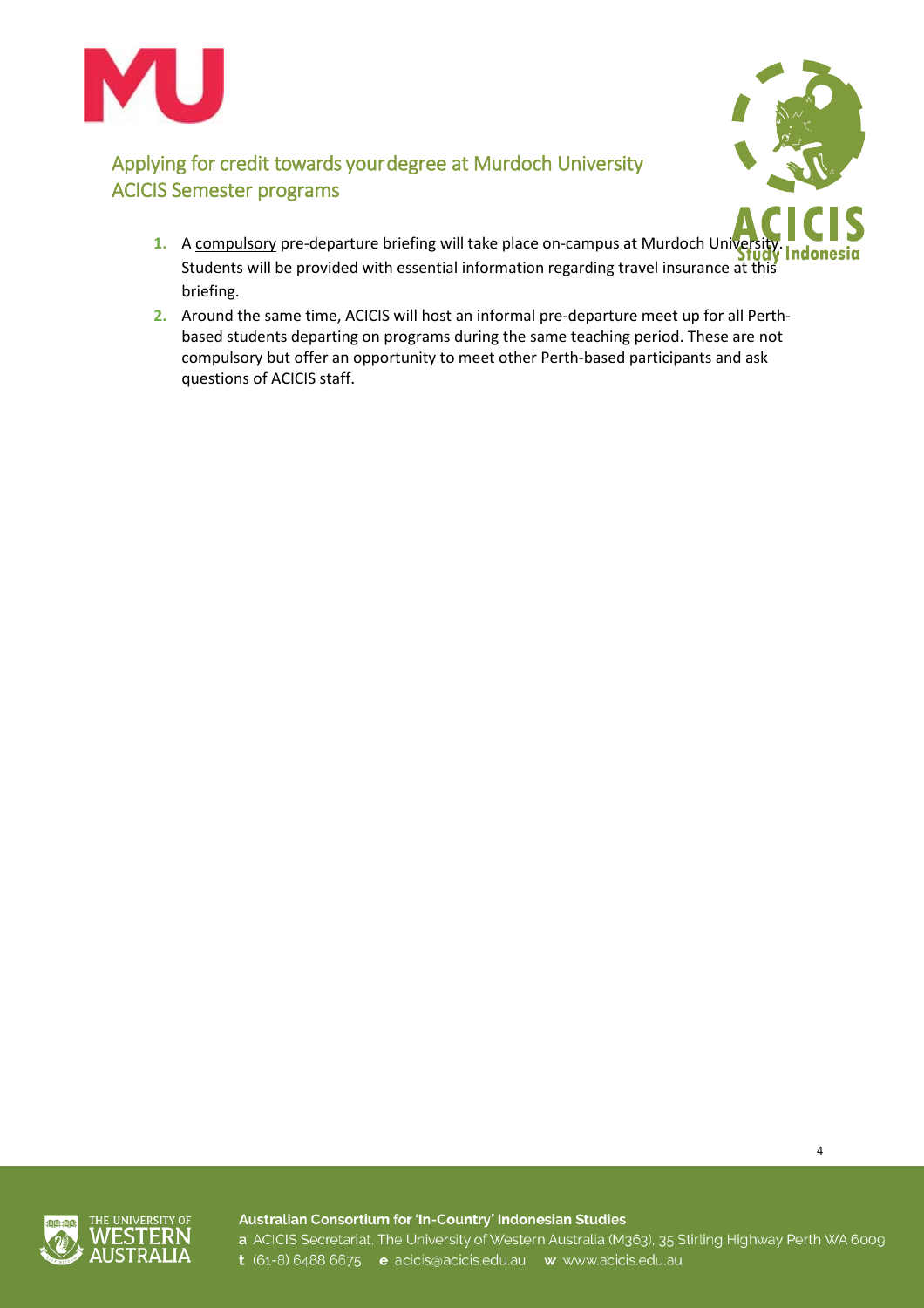## Applying for credit towards your degree at Murdoch University
## ACICIS Semester programs

1. A <u>compulsory</u> pre-departure briefing will take place on-campus at Murdoch University. Students will be provided with essential information regarding travel insurance at this briefing.
2. Around the same time, ACICIS will host an informal pre-departure meet up for all Perth-based students departing on programs during the same teaching period. These are not compulsory but offer an opportunity to meet other Perth-based participants and ask questions of ACICIS staff.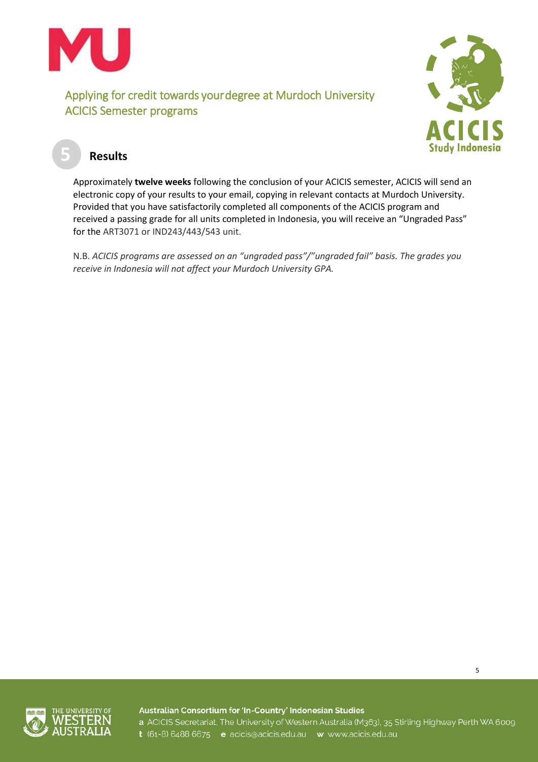## 5 Results

Approximately **twelve weeks** following the conclusion of your ACICIS semester, ACICIS will send an electronic copy of your results to your email, copying in relevant contacts at Murdoch University. Provided that you have satisfactorily completed all components of the ACICIS program and received a passing grade for all units completed in Indonesia, you will receive an "Ungraded Pass" for the ART3071 or IND243/443/543 unit.

N.B. *ACICIS programs are assessed on an "ungraded pass"/"ungraded fail" basis. The grades you receive in Indonesia will not affect your Murdoch University GPA.*